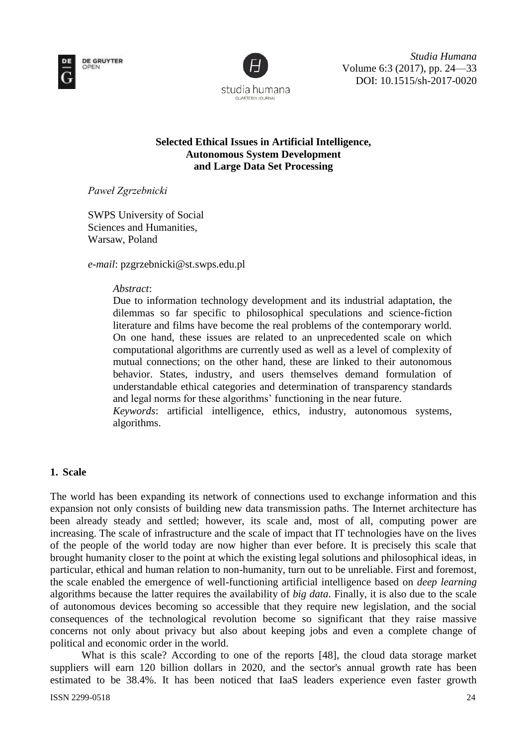### Selected Ethical Issues in Artificial Intelligence, Autonomous System Development and Large Data Set Processing

*Paweł Zgrzebnicki*

SWPS University of Social Sciences and Humanities, Warsaw, Poland

*e-mail*: pzgrzebnicki@st.swps.edu.pl

*Abstract*:
Due to information technology development and its industrial adaptation, the dilemmas so far specific to philosophical speculations and science-fiction literature and films have become the real problems of the contemporary world. On one hand, these issues are related to an unprecedented scale on which computational algorithms are currently used as well as a level of complexity of mutual connections; on the other hand, these are linked to their autonomous behavior. States, industry, and users themselves demand formulation of understandable ethical categories and determination of transparency standards and legal norms for these algorithms' functioning in the near future.

*Keywords*: artificial intelligence, ethics, industry, autonomous systems, algorithms.

## 1. Scale

The world has been expanding its network of connections used to exchange information and this expansion not only consists of building new data transmission paths. The Internet architecture has been already steady and settled; however, its scale and, most of all, computing power are increasing. The scale of infrastructure and the scale of impact that IT technologies have on the lives of the people of the world today are now higher than ever before. It is precisely this scale that brought humanity closer to the point at which the existing legal solutions and philosophical ideas, in particular, ethical and human relation to non-humanity, turn out to be unreliable. First and foremost, the scale enabled the emergence of well-functioning artificial intelligence based on *deep learning* algorithms because the latter requires the availability of *big data*. Finally, it is also due to the scale of autonomous devices becoming so accessible that they require new legislation, and the social consequences of the technological revolution become so significant that they raise massive concerns not only about privacy but also about keeping jobs and even a complete change of political and economic order in the world.

What is this scale? According to one of the reports [48], the cloud data storage market suppliers will earn 120 billion dollars in 2020, and the sector's annual growth rate has been estimated to be 38.4%. It has been noticed that IaaS leaders experience even faster growth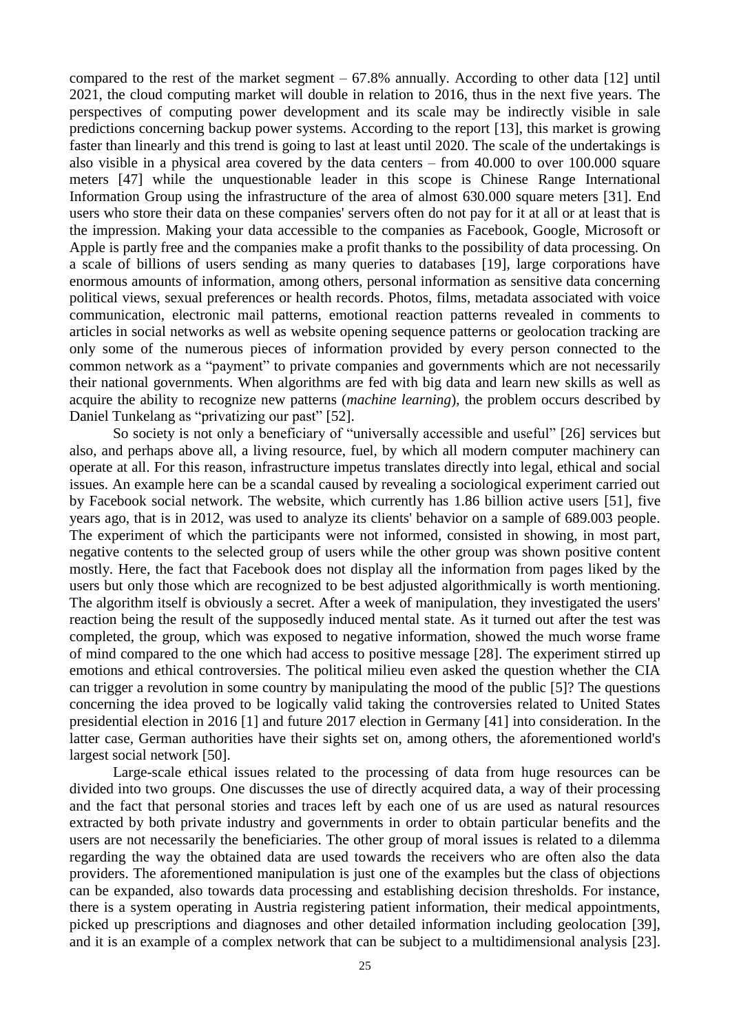compared to the rest of the market segment – 67.8% annually. According to other data [12] until 2021, the cloud computing market will double in relation to 2016, thus in the next five years. The perspectives of computing power development and its scale may be indirectly visible in sale predictions concerning backup power systems. According to the report [13], this market is growing faster than linearly and this trend is going to last at least until 2020. The scale of the undertakings is also visible in a physical area covered by the data centers – from 40.000 to over 100.000 square meters [47] while the unquestionable leader in this scope is Chinese Range International Information Group using the infrastructure of the area of almost 630.000 square meters [31]. End users who store their data on these companies' servers often do not pay for it at all or at least that is the impression. Making your data accessible to the companies as Facebook, Google, Microsoft or Apple is partly free and the companies make a profit thanks to the possibility of data processing. On a scale of billions of users sending as many queries to databases [19], large corporations have enormous amounts of information, among others, personal information as sensitive data concerning political views, sexual preferences or health records. Photos, films, metadata associated with voice communication, electronic mail patterns, emotional reaction patterns revealed in comments to articles in social networks as well as website opening sequence patterns or geolocation tracking are only some of the numerous pieces of information provided by every person connected to the common network as a "payment" to private companies and governments which are not necessarily their national governments. When algorithms are fed with big data and learn new skills as well as acquire the ability to recognize new patterns (*machine learning*), the problem occurs described by Daniel Tunkelang as "privatizing our past" [52].

So society is not only a beneficiary of "universally accessible and useful" [26] services but also, and perhaps above all, a living resource, fuel, by which all modern computer machinery can operate at all. For this reason, infrastructure impetus translates directly into legal, ethical and social issues. An example here can be a scandal caused by revealing a sociological experiment carried out by Facebook social network. The website, which currently has 1.86 billion active users [51], five years ago, that is in 2012, was used to analyze its clients' behavior on a sample of 689.003 people. The experiment of which the participants were not informed, consisted in showing, in most part, negative contents to the selected group of users while the other group was shown positive content mostly. Here, the fact that Facebook does not display all the information from pages liked by the users but only those which are recognized to be best adjusted algorithmically is worth mentioning. The algorithm itself is obviously a secret. After a week of manipulation, they investigated the users' reaction being the result of the supposedly induced mental state. As it turned out after the test was completed, the group, which was exposed to negative information, showed the much worse frame of mind compared to the one which had access to positive message [28]. The experiment stirred up emotions and ethical controversies. The political milieu even asked the question whether the CIA can trigger a revolution in some country by manipulating the mood of the public [5]? The questions concerning the idea proved to be logically valid taking the controversies related to United States presidential election in 2016 [1] and future 2017 election in Germany [41] into consideration. In the latter case, German authorities have their sights set on, among others, the aforementioned world's largest social network [50].

Large-scale ethical issues related to the processing of data from huge resources can be divided into two groups. One discusses the use of directly acquired data, a way of their processing and the fact that personal stories and traces left by each one of us are used as natural resources extracted by both private industry and governments in order to obtain particular benefits and the users are not necessarily the beneficiaries. The other group of moral issues is related to a dilemma regarding the way the obtained data are used towards the receivers who are often also the data providers. The aforementioned manipulation is just one of the examples but the class of objections can be expanded, also towards data processing and establishing decision thresholds. For instance, there is a system operating in Austria registering patient information, their medical appointments, picked up prescriptions and diagnoses and other detailed information including geolocation [39], and it is an example of a complex network that can be subject to a multidimensional analysis [23].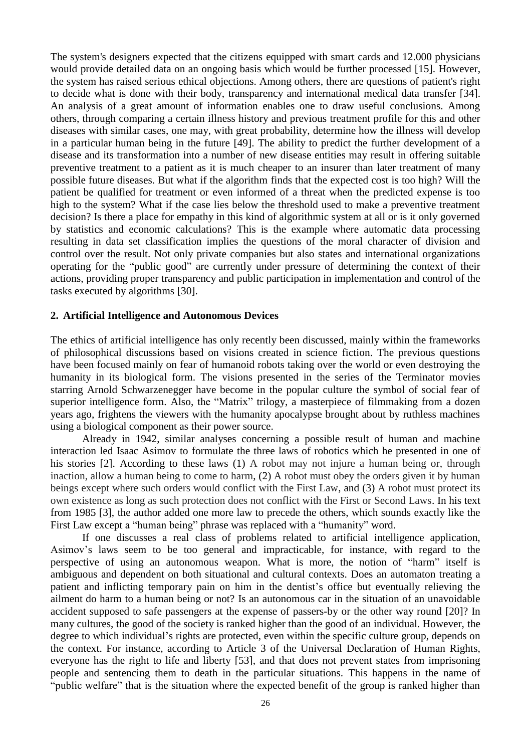The system's designers expected that the citizens equipped with smart cards and 12.000 physicians would provide detailed data on an ongoing basis which would be further processed [15]. However, the system has raised serious ethical objections. Among others, there are questions of patient's right to decide what is done with their body, transparency and international medical data transfer [34]. An analysis of a great amount of information enables one to draw useful conclusions. Among others, through comparing a certain illness history and previous treatment profile for this and other diseases with similar cases, one may, with great probability, determine how the illness will develop in a particular human being in the future [49]. The ability to predict the further development of a disease and its transformation into a number of new disease entities may result in offering suitable preventive treatment to a patient as it is much cheaper to an insurer than later treatment of many possible future diseases. But what if the algorithm finds that the expected cost is too high? Will the patient be qualified for treatment or even informed of a threat when the predicted expense is too high to the system? What if the case lies below the threshold used to make a preventive treatment decision? Is there a place for empathy in this kind of algorithmic system at all or is it only governed by statistics and economic calculations? This is the example where automatic data processing resulting in data set classification implies the questions of the moral character of division and control over the result. Not only private companies but also states and international organizations operating for the "public good" are currently under pressure of determining the context of their actions, providing proper transparency and public participation in implementation and control of the tasks executed by algorithms [30].

## 2. Artificial Intelligence and Autonomous Devices

The ethics of artificial intelligence has only recently been discussed, mainly within the frameworks of philosophical discussions based on visions created in science fiction. The previous questions have been focused mainly on fear of humanoid robots taking over the world or even destroying the humanity in its biological form. The visions presented in the series of the Terminator movies starring Arnold Schwarzenegger have become in the popular culture the symbol of social fear of superior intelligence form. Also, the "Matrix" trilogy, a masterpiece of filmmaking from a dozen years ago, frightens the viewers with the humanity apocalypse brought about by ruthless machines using a biological component as their power source.

Already in 1942, similar analyses concerning a possible result of human and machine interaction led Isaac Asimov to formulate the three laws of robotics which he presented in one of his stories [2]. According to these laws (1) A robot may not injure a human being or, through inaction, allow a human being to come to harm, (2) A robot must obey the orders given it by human beings except where such orders would conflict with the First Law, and (3) A robot must protect its own existence as long as such protection does not conflict with the First or Second Laws. In his text from 1985 [3], the author added one more law to precede the others, which sounds exactly like the First Law except a "human being" phrase was replaced with a "humanity" word.

If one discusses a real class of problems related to artificial intelligence application, Asimov's laws seem to be too general and impracticable, for instance, with regard to the perspective of using an autonomous weapon. What is more, the notion of "harm" itself is ambiguous and dependent on both situational and cultural contexts. Does an automaton treating a patient and inflicting temporary pain on him in the dentist's office but eventually relieving the ailment do harm to a human being or not? Is an autonomous car in the situation of an unavoidable accident supposed to safe passengers at the expense of passers-by or the other way round [20]? In many cultures, the good of the society is ranked higher than the good of an individual. However, the degree to which individual's rights are protected, even within the specific culture group, depends on the context. For instance, according to Article 3 of the Universal Declaration of Human Rights, everyone has the right to life and liberty [53], and that does not prevent states from imprisoning people and sentencing them to death in the particular situations. This happens in the name of "public welfare" that is the situation where the expected benefit of the group is ranked higher than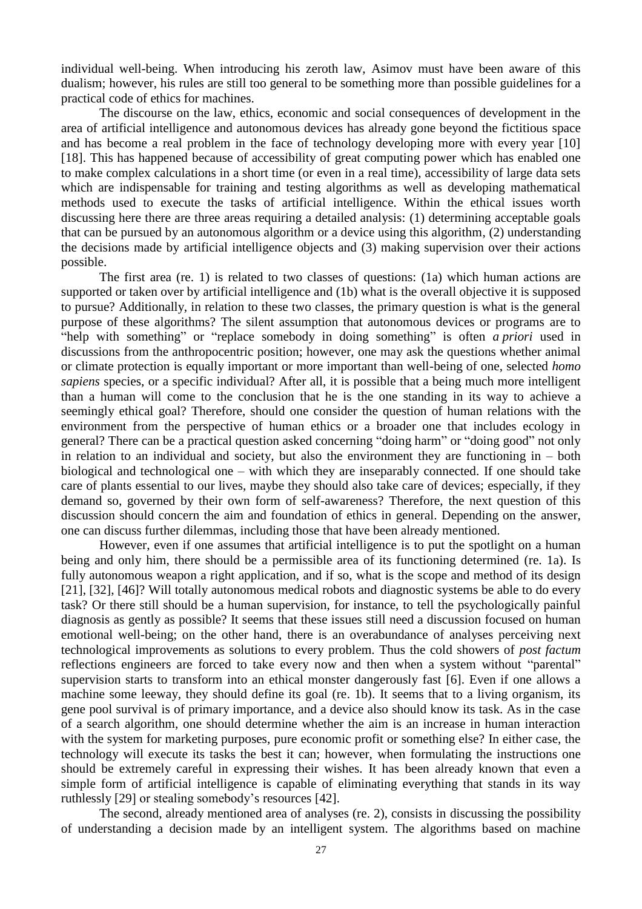individual well-being. When introducing his zeroth law, Asimov must have been aware of this dualism; however, his rules are still too general to be something more than possible guidelines for a practical code of ethics for machines.

The discourse on the law, ethics, economic and social consequences of development in the area of artificial intelligence and autonomous devices has already gone beyond the fictitious space and has become a real problem in the face of technology developing more with every year [10] [18]. This has happened because of accessibility of great computing power which has enabled one to make complex calculations in a short time (or even in a real time), accessibility of large data sets which are indispensable for training and testing algorithms as well as developing mathematical methods used to execute the tasks of artificial intelligence. Within the ethical issues worth discussing here there are three areas requiring a detailed analysis: (1) determining acceptable goals that can be pursued by an autonomous algorithm or a device using this algorithm, (2) understanding the decisions made by artificial intelligence objects and (3) making supervision over their actions possible.

The first area (re. 1) is related to two classes of questions: (1a) which human actions are supported or taken over by artificial intelligence and (1b) what is the overall objective it is supposed to pursue? Additionally, in relation to these two classes, the primary question is what is the general purpose of these algorithms? The silent assumption that autonomous devices or programs are to "help with something" or "replace somebody in doing something" is often *a priori* used in discussions from the anthropocentric position; however, one may ask the questions whether animal or climate protection is equally important or more important than well-being of one, selected *homo sapiens* species, or a specific individual? After all, it is possible that a being much more intelligent than a human will come to the conclusion that he is the one standing in its way to achieve a seemingly ethical goal? Therefore, should one consider the question of human relations with the environment from the perspective of human ethics or a broader one that includes ecology in general? There can be a practical question asked concerning "doing harm" or "doing good" not only in relation to an individual and society, but also the environment they are functioning in – both biological and technological one – with which they are inseparably connected. If one should take care of plants essential to our lives, maybe they should also take care of devices; especially, if they demand so, governed by their own form of self-awareness? Therefore, the next question of this discussion should concern the aim and foundation of ethics in general. Depending on the answer, one can discuss further dilemmas, including those that have been already mentioned.

However, even if one assumes that artificial intelligence is to put the spotlight on a human being and only him, there should be a permissible area of its functioning determined (re. 1a). Is fully autonomous weapon a right application, and if so, what is the scope and method of its design [21], [32], [46]? Will totally autonomous medical robots and diagnostic systems be able to do every task? Or there still should be a human supervision, for instance, to tell the psychologically painful diagnosis as gently as possible? It seems that these issues still need a discussion focused on human emotional well-being; on the other hand, there is an overabundance of analyses perceiving next technological improvements as solutions to every problem. Thus the cold showers of *post factum* reflections engineers are forced to take every now and then when a system without "parental" supervision starts to transform into an ethical monster dangerously fast [6]. Even if one allows a machine some leeway, they should define its goal (re. 1b). It seems that to a living organism, its gene pool survival is of primary importance, and a device also should know its task. As in the case of a search algorithm, one should determine whether the aim is an increase in human interaction with the system for marketing purposes, pure economic profit or something else? In either case, the technology will execute its tasks the best it can; however, when formulating the instructions one should be extremely careful in expressing their wishes. It has been already known that even a simple form of artificial intelligence is capable of eliminating everything that stands in its way ruthlessly [29] or stealing somebody's resources [42].

The second, already mentioned area of analyses (re. 2), consists in discussing the possibility of understanding a decision made by an intelligent system. The algorithms based on machine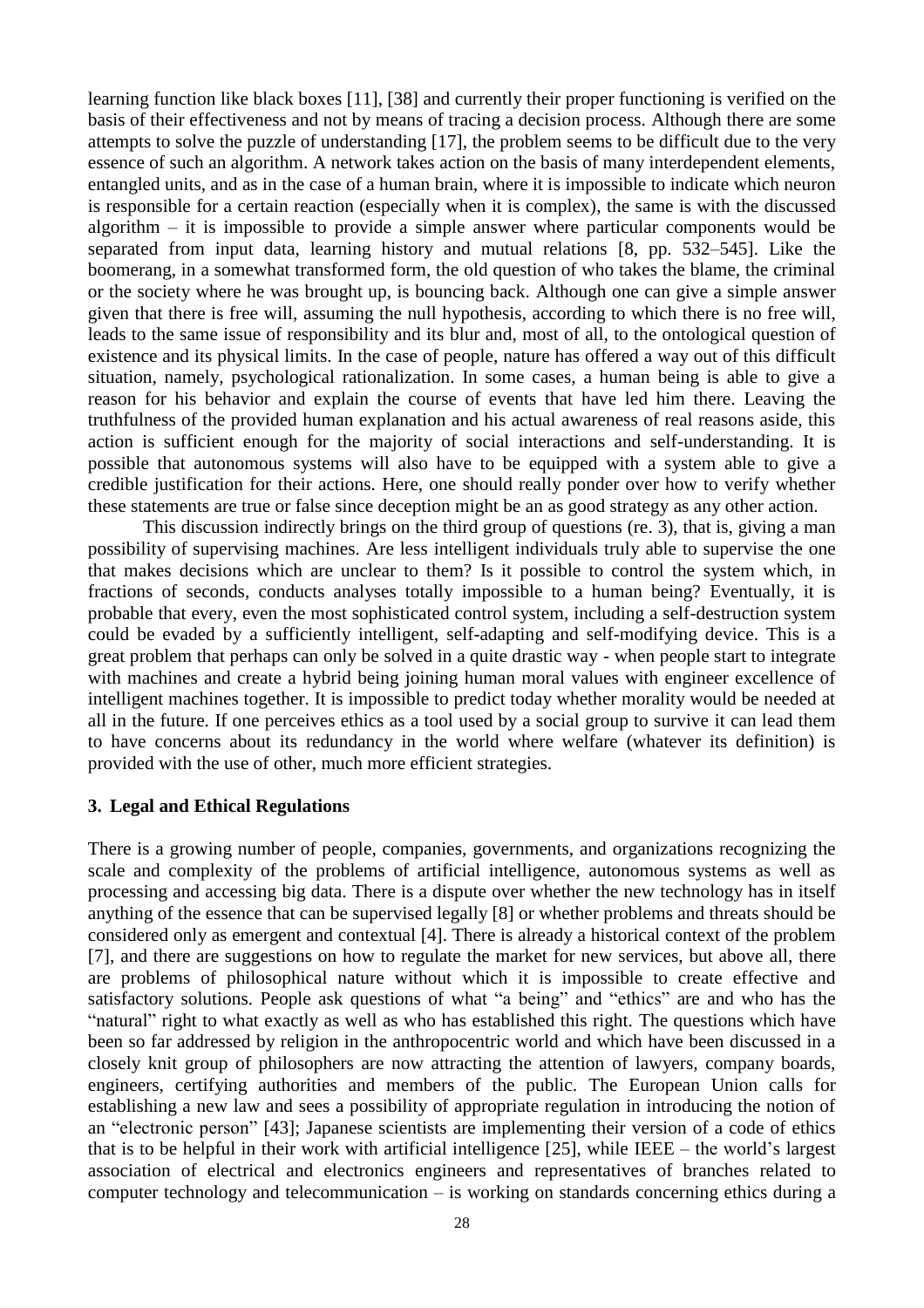learning function like black boxes [11], [38] and currently their proper functioning is verified on the basis of their effectiveness and not by means of tracing a decision process. Although there are some attempts to solve the puzzle of understanding [17], the problem seems to be difficult due to the very essence of such an algorithm. A network takes action on the basis of many interdependent elements, entangled units, and as in the case of a human brain, where it is impossible to indicate which neuron is responsible for a certain reaction (especially when it is complex), the same is with the discussed algorithm – it is impossible to provide a simple answer where particular components would be separated from input data, learning history and mutual relations [8, pp. 532–545]. Like the boomerang, in a somewhat transformed form, the old question of who takes the blame, the criminal or the society where he was brought up, is bouncing back. Although one can give a simple answer given that there is free will, assuming the null hypothesis, according to which there is no free will, leads to the same issue of responsibility and its blur and, most of all, to the ontological question of existence and its physical limits. In the case of people, nature has offered a way out of this difficult situation, namely, psychological rationalization. In some cases, a human being is able to give a reason for his behavior and explain the course of events that have led him there. Leaving the truthfulness of the provided human explanation and his actual awareness of real reasons aside, this action is sufficient enough for the majority of social interactions and self-understanding. It is possible that autonomous systems will also have to be equipped with a system able to give a credible justification for their actions. Here, one should really ponder over how to verify whether these statements are true or false since deception might be an as good strategy as any other action.

This discussion indirectly brings on the third group of questions (re. 3), that is, giving a man possibility of supervising machines. Are less intelligent individuals truly able to supervise the one that makes decisions which are unclear to them? Is it possible to control the system which, in fractions of seconds, conducts analyses totally impossible to a human being? Eventually, it is probable that every, even the most sophisticated control system, including a self-destruction system could be evaded by a sufficiently intelligent, self-adapting and self-modifying device. This is a great problem that perhaps can only be solved in a quite drastic way - when people start to integrate with machines and create a hybrid being joining human moral values with engineer excellence of intelligent machines together. It is impossible to predict today whether morality would be needed at all in the future. If one perceives ethics as a tool used by a social group to survive it can lead them to have concerns about its redundancy in the world where welfare (whatever its definition) is provided with the use of other, much more efficient strategies.

### 3. Legal and Ethical Regulations

There is a growing number of people, companies, governments, and organizations recognizing the scale and complexity of the problems of artificial intelligence, autonomous systems as well as processing and accessing big data. There is a dispute over whether the new technology has in itself anything of the essence that can be supervised legally [8] or whether problems and threats should be considered only as emergent and contextual [4]. There is already a historical context of the problem [7], and there are suggestions on how to regulate the market for new services, but above all, there are problems of philosophical nature without which it is impossible to create effective and satisfactory solutions. People ask questions of what "a being" and "ethics" are and who has the "natural" right to what exactly as well as who has established this right. The questions which have been so far addressed by religion in the anthropocentric world and which have been discussed in a closely knit group of philosophers are now attracting the attention of lawyers, company boards, engineers, certifying authorities and members of the public. The European Union calls for establishing a new law and sees a possibility of appropriate regulation in introducing the notion of an "electronic person" [43]; Japanese scientists are implementing their version of a code of ethics that is to be helpful in their work with artificial intelligence [25], while IEEE – the world's largest association of electrical and electronics engineers and representatives of branches related to computer technology and telecommunication – is working on standards concerning ethics during a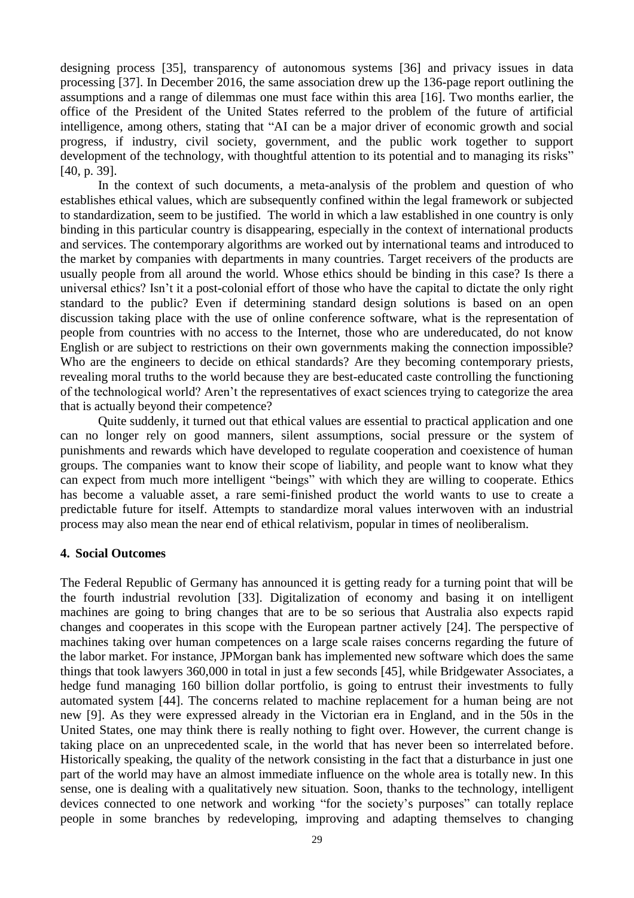designing process [35], transparency of autonomous systems [36] and privacy issues in data processing [37]. In December 2016, the same association drew up the 136-page report outlining the assumptions and a range of dilemmas one must face within this area [16]. Two months earlier, the office of the President of the United States referred to the problem of the future of artificial intelligence, among others, stating that "AI can be a major driver of economic growth and social progress, if industry, civil society, government, and the public work together to support development of the technology, with thoughtful attention to its potential and to managing its risks" [40, p. 39].

In the context of such documents, a meta-analysis of the problem and question of who establishes ethical values, which are subsequently confined within the legal framework or subjected to standardization, seem to be justified. The world in which a law established in one country is only binding in this particular country is disappearing, especially in the context of international products and services. The contemporary algorithms are worked out by international teams and introduced to the market by companies with departments in many countries. Target receivers of the products are usually people from all around the world. Whose ethics should be binding in this case? Is there a universal ethics? Isn't it a post-colonial effort of those who have the capital to dictate the only right standard to the public? Even if determining standard design solutions is based on an open discussion taking place with the use of online conference software, what is the representation of people from countries with no access to the Internet, those who are undereducated, do not know English or are subject to restrictions on their own governments making the connection impossible? Who are the engineers to decide on ethical standards? Are they becoming contemporary priests, revealing moral truths to the world because they are best-educated caste controlling the functioning of the technological world? Aren't the representatives of exact sciences trying to categorize the area that is actually beyond their competence?

Quite suddenly, it turned out that ethical values are essential to practical application and one can no longer rely on good manners, silent assumptions, social pressure or the system of punishments and rewards which have developed to regulate cooperation and coexistence of human groups. The companies want to know their scope of liability, and people want to know what they can expect from much more intelligent "beings" with which they are willing to cooperate. Ethics has become a valuable asset, a rare semi-finished product the world wants to use to create a predictable future for itself. Attempts to standardize moral values interwoven with an industrial process may also mean the near end of ethical relativism, popular in times of neoliberalism.

## 4. Social Outcomes

The Federal Republic of Germany has announced it is getting ready for a turning point that will be the fourth industrial revolution [33]. Digitalization of economy and basing it on intelligent machines are going to bring changes that are to be so serious that Australia also expects rapid changes and cooperates in this scope with the European partner actively [24]. The perspective of machines taking over human competences on a large scale raises concerns regarding the future of the labor market. For instance, JPMorgan bank has implemented new software which does the same things that took lawyers 360,000 in total in just a few seconds [45], while Bridgewater Associates, a hedge fund managing 160 billion dollar portfolio, is going to entrust their investments to fully automated system [44]. The concerns related to machine replacement for a human being are not new [9]. As they were expressed already in the Victorian era in England, and in the 50s in the United States, one may think there is really nothing to fight over. However, the current change is taking place on an unprecedented scale, in the world that has never been so interrelated before. Historically speaking, the quality of the network consisting in the fact that a disturbance in just one part of the world may have an almost immediate influence on the whole area is totally new. In this sense, one is dealing with a qualitatively new situation. Soon, thanks to the technology, intelligent devices connected to one network and working "for the society's purposes" can totally replace people in some branches by redeveloping, improving and adapting themselves to changing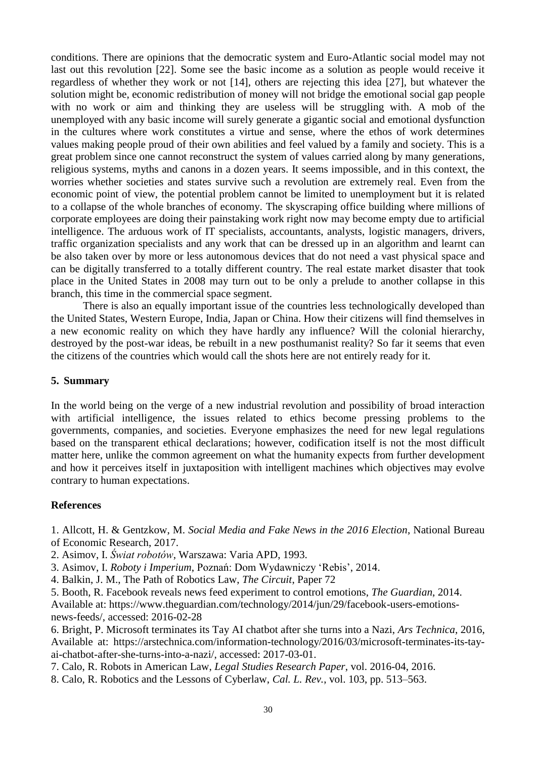conditions. There are opinions that the democratic system and Euro-Atlantic social model may not last out this revolution [22]. Some see the basic income as a solution as people would receive it regardless of whether they work or not [14], others are rejecting this idea [27], but whatever the solution might be, economic redistribution of money will not bridge the emotional social gap people with no work or aim and thinking they are useless will be struggling with. A mob of the unemployed with any basic income will surely generate a gigantic social and emotional dysfunction in the cultures where work constitutes a virtue and sense, where the ethos of work determines values making people proud of their own abilities and feel valued by a family and society. This is a great problem since one cannot reconstruct the system of values carried along by many generations, religious systems, myths and canons in a dozen years. It seems impossible, and in this context, the worries whether societies and states survive such a revolution are extremely real. Even from the economic point of view, the potential problem cannot be limited to unemployment but it is related to a collapse of the whole branches of economy. The skyscraping office building where millions of corporate employees are doing their painstaking work right now may become empty due to artificial intelligence. The arduous work of IT specialists, accountants, analysts, logistic managers, drivers, traffic organization specialists and any work that can be dressed up in an algorithm and learnt can be also taken over by more or less autonomous devices that do not need a vast physical space and can be digitally transferred to a totally different country. The real estate market disaster that took place in the United States in 2008 may turn out to be only a prelude to another collapse in this branch, this time in the commercial space segment.

There is also an equally important issue of the countries less technologically developed than the United States, Western Europe, India, Japan or China. How their citizens will find themselves in a new economic reality on which they have hardly any influence? Will the colonial hierarchy, destroyed by the post-war ideas, be rebuilt in a new posthumanist reality? So far it seems that even the citizens of the countries which would call the shots here are not entirely ready for it.

## 5. Summary

In the world being on the verge of a new industrial revolution and possibility of broad interaction with artificial intelligence, the issues related to ethics become pressing problems to the governments, companies, and societies. Everyone emphasizes the need for new legal regulations based on the transparent ethical declarations; however, codification itself is not the most difficult matter here, unlike the common agreement on what the humanity expects from further development and how it perceives itself in juxtaposition with intelligent machines which objectives may evolve contrary to human expectations.

## References

1. Allcott, H. & Gentzkow, M. *Social Media and Fake News in the 2016 Election*, National Bureau of Economic Research, 2017.
2. Asimov, I. *Świat robotów*, Warszawa: Varia APD, 1993.
3. Asimov, I. *Roboty i Imperium*, Poznań: Dom Wydawniczy 'Rebis', 2014.
4. Balkin, J. M., The Path of Robotics Law, *The Circuit*, Paper 72
5. Booth, R. Facebook reveals news feed experiment to control emotions, *The Guardian*, 2014. Available at: https://www.theguardian.com/technology/2014/jun/29/facebook-users-emotions-news-feeds/, accessed: 2016-02-28
6. Bright, P. Microsoft terminates its Tay AI chatbot after she turns into a Nazi, *Ars Technica*, 2016, Available at: https://arstechnica.com/information-technology/2016/03/microsoft-terminates-its-tay-ai-chatbot-after-she-turns-into-a-nazi/, accessed: 2017-03-01.
7. Calo, R. Robots in American Law, *Legal Studies Research Paper*, vol. 2016-04, 2016.
8. Calo, R. Robotics and the Lessons of Cyberlaw, *Cal. L. Rev.*, vol. 103, pp. 513–563.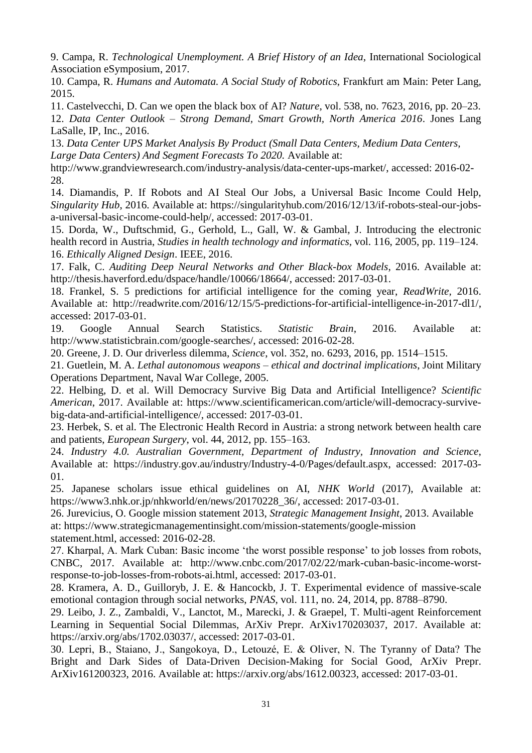9. Campa, R. *Technological Unemployment. A Brief History of an Idea*, International Sociological Association eSymposium, 2017.

10. Campa, R. *Humans and Automata. A Social Study of Robotics*, Frankfurt am Main: Peter Lang, 2015.

11. Castelvecchi, D. Can we open the black box of AI? *Nature*, vol. 538, no. 7623, 2016, pp. 20–23.

12. *Data Center Outlook – Strong Demand, Smart Growth, North America 2016*. Jones Lang LaSalle, IP, Inc., 2016.

13. *Data Center UPS Market Analysis By Product (Small Data Centers, Medium Data Centers, Large Data Centers) And Segment Forecasts To 2020.* Available at: http://www.grandviewresearch.com/industry-analysis/data-center-ups-market/, accessed: 2016-02-28.

14. Diamandis, P. If Robots and AI Steal Our Jobs, a Universal Basic Income Could Help, *Singularity Hub*, 2016. Available at: https://singularityhub.com/2016/12/13/if-robots-steal-our-jobs-a-universal-basic-income-could-help/, accessed: 2017-03-01.

15. Dorda, W., Duftschmid, G., Gerhold, L., Gall, W. & Gambal, J. Introducing the electronic health record in Austria, *Studies in health technology and informatics*, vol. 116, 2005, pp. 119–124.

16. *Ethically Aligned Design*. IEEE, 2016.

17. Falk, C. *Auditing Deep Neural Networks and Other Black-box Models*, 2016. Available at: http://thesis.haverford.edu/dspace/handle/10066/18664/, accessed: 2017-03-01.

18. Frankel, S. 5 predictions for artificial intelligence for the coming year, *ReadWrite*, 2016. Available at: http://readwrite.com/2016/12/15/5-predictions-for-artificial-intelligence-in-2017-dl1/, accessed: 2017-03-01.

19. Google Annual Search Statistics. *Statistic Brain*, 2016. Available at: http://www.statisticbrain.com/google-searches/, accessed: 2016-02-28.

20. Greene, J. D. Our driverless dilemma, *Science*, vol. 352, no. 6293, 2016, pp. 1514–1515.

21. Guetlein, M. A. *Lethal autonomous weapons – ethical and doctrinal implications*, Joint Military Operations Department, Naval War College, 2005.

22. Helbing, D. et al. Will Democracy Survive Big Data and Artificial Intelligence? *Scientific American*, 2017. Available at: https://www.scientificamerican.com/article/will-democracy-survive-big-data-and-artificial-intelligence/, accessed: 2017-03-01.

23. Herbek, S. et al. The Electronic Health Record in Austria: a strong network between health care and patients, *European Surgery*, vol. 44, 2012, pp. 155–163.

24. *Industry 4.0. Australian Government, Department of Industry, Innovation and Science*, Available at: https://industry.gov.au/industry/Industry-4-0/Pages/default.aspx, accessed: 2017-03-01.

25. Japanese scholars issue ethical guidelines on AI, *NHK World* (2017), Available at: https://www3.nhk.or.jp/nhkworld/en/news/20170228_36/, accessed: 2017-03-01.

26. Jurevicius, O. Google mission statement 2013, *Strategic Management Insight*, 2013. Available at: https://www.strategicmanagementinsight.com/mission-statements/google-mission statement.html, accessed: 2016-02-28.

27. Kharpal, A. Mark Cuban: Basic income 'the worst possible response' to job losses from robots, CNBC, 2017. Available at: http://www.cnbc.com/2017/02/22/mark-cuban-basic-income-worst-response-to-job-losses-from-robots-ai.html, accessed: 2017-03-01.

28. Kramera, A. D., Guilloryb, J. E. & Hancockb, J. T. Experimental evidence of massive-scale emotional contagion through social networks, *PNAS*, vol. 111, no. 24, 2014, pp. 8788–8790.

29. Leibo, J. Z., Zambaldi, V., Lanctot, M., Marecki, J. & Graepel, T. Multi-agent Reinforcement Learning in Sequential Social Dilemmas, ArXiv Prepr. ArXiv170203037, 2017. Available at: https://arxiv.org/abs/1702.03037/, accessed: 2017-03-01.

30. Lepri, B., Staiano, J., Sangokoya, D., Letouzé, E. & Oliver, N. The Tyranny of Data? The Bright and Dark Sides of Data-Driven Decision-Making for Social Good, ArXiv Prepr. ArXiv161200323, 2016. Available at: https://arxiv.org/abs/1612.00323, accessed: 2017-03-01.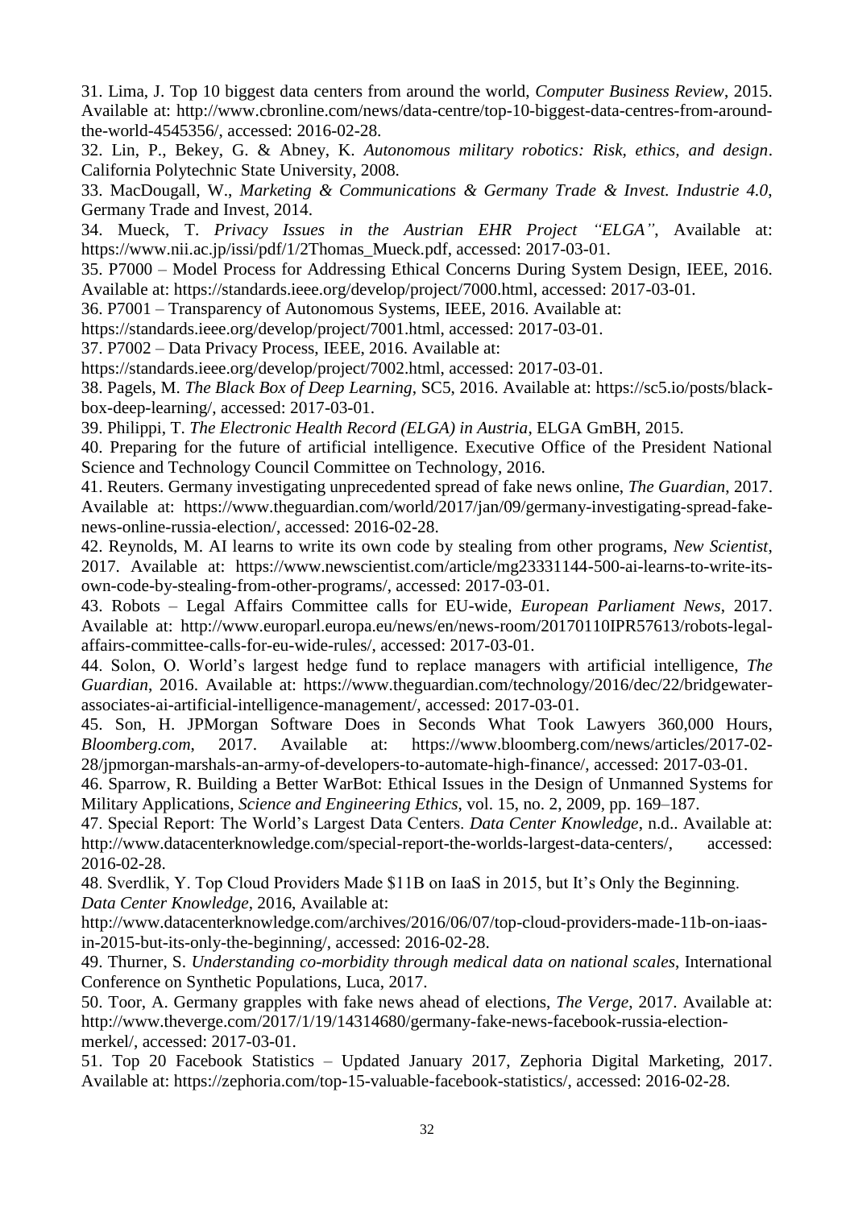31. Lima, J. Top 10 biggest data centers from around the world, *Computer Business Review*, 2015. Available at: http://www.cbronline.com/news/data-centre/top-10-biggest-data-centres-from-around-the-world-4545356/, accessed: 2016-02-28.

32. Lin, P., Bekey, G. & Abney, K. *Autonomous military robotics: Risk, ethics, and design*. California Polytechnic State University, 2008.

33. MacDougall, W., *Marketing & Communications & Germany Trade & Invest. Industrie 4.0*, Germany Trade and Invest, 2014.

34. Mueck, T. *Privacy Issues in the Austrian EHR Project "ELGA"*, Available at: https://www.nii.ac.jp/issi/pdf/1/2Thomas_Mueck.pdf, accessed: 2017-03-01.

35. P7000 – Model Process for Addressing Ethical Concerns During System Design, IEEE, 2016. Available at: https://standards.ieee.org/develop/project/7000.html, accessed: 2017-03-01.

36. P7001 – Transparency of Autonomous Systems, IEEE, 2016. Available at: https://standards.ieee.org/develop/project/7001.html, accessed: 2017-03-01.

37. P7002 – Data Privacy Process, IEEE, 2016. Available at: https://standards.ieee.org/develop/project/7002.html, accessed: 2017-03-01.

38. Pagels, M. *The Black Box of Deep Learning*, SC5, 2016. Available at: https://sc5.io/posts/black-box-deep-learning/, accessed: 2017-03-01.

39. Philippi, T. *The Electronic Health Record (ELGA) in Austria*, ELGA GmBH, 2015.

40. Preparing for the future of artificial intelligence. Executive Office of the President National Science and Technology Council Committee on Technology, 2016.

41. Reuters. Germany investigating unprecedented spread of fake news online, *The Guardian*, 2017. Available at: https://www.theguardian.com/world/2017/jan/09/germany-investigating-spread-fake-news-online-russia-election/, accessed: 2016-02-28.

42. Reynolds, M. AI learns to write its own code by stealing from other programs, *New Scientist*, 2017. Available at: https://www.newscientist.com/article/mg23331144-500-ai-learns-to-write-its-own-code-by-stealing-from-other-programs/, accessed: 2017-03-01.

43. Robots – Legal Affairs Committee calls for EU-wide, *European Parliament News*, 2017. Available at: http://www.europarl.europa.eu/news/en/news-room/20170110IPR57613/robots-legal-affairs-committee-calls-for-eu-wide-rules/, accessed: 2017-03-01.

44. Solon, O. World's largest hedge fund to replace managers with artificial intelligence, *The Guardian*, 2016. Available at: https://www.theguardian.com/technology/2016/dec/22/bridgewater-associates-ai-artificial-intelligence-management/, accessed: 2017-03-01.

45. Son, H. JPMorgan Software Does in Seconds What Took Lawyers 360,000 Hours, *Bloomberg.com*, 2017. Available at: https://www.bloomberg.com/news/articles/2017-02-28/jpmorgan-marshals-an-army-of-developers-to-automate-high-finance/, accessed: 2017-03-01.

46. Sparrow, R. Building a Better WarBot: Ethical Issues in the Design of Unmanned Systems for Military Applications, *Science and Engineering Ethics*, vol. 15, no. 2, 2009, pp. 169–187.

47. Special Report: The World's Largest Data Centers. *Data Center Knowledge*, n.d.. Available at: http://www.datacenterknowledge.com/special-report-the-worlds-largest-data-centers/, accessed: 2016-02-28.

48. Sverdlik, Y. Top Cloud Providers Made $11B on IaaS in 2015, but It's Only the Beginning. *Data Center Knowledge*, 2016, Available at: http://www.datacenterknowledge.com/archives/2016/06/07/top-cloud-providers-made-11b-on-iaas-in-2015-but-its-only-the-beginning/, accessed: 2016-02-28.

49. Thurner, S. *Understanding co-morbidity through medical data on national scales*, International Conference on Synthetic Populations, Luca, 2017.

50. Toor, A. Germany grapples with fake news ahead of elections, *The Verge*, 2017. Available at: http://www.theverge.com/2017/1/19/14314680/germany-fake-news-facebook-russia-election-merkel/, accessed: 2017-03-01.

51. Top 20 Facebook Statistics – Updated January 2017, Zephoria Digital Marketing, 2017. Available at: https://zephoria.com/top-15-valuable-facebook-statistics/, accessed: 2016-02-28.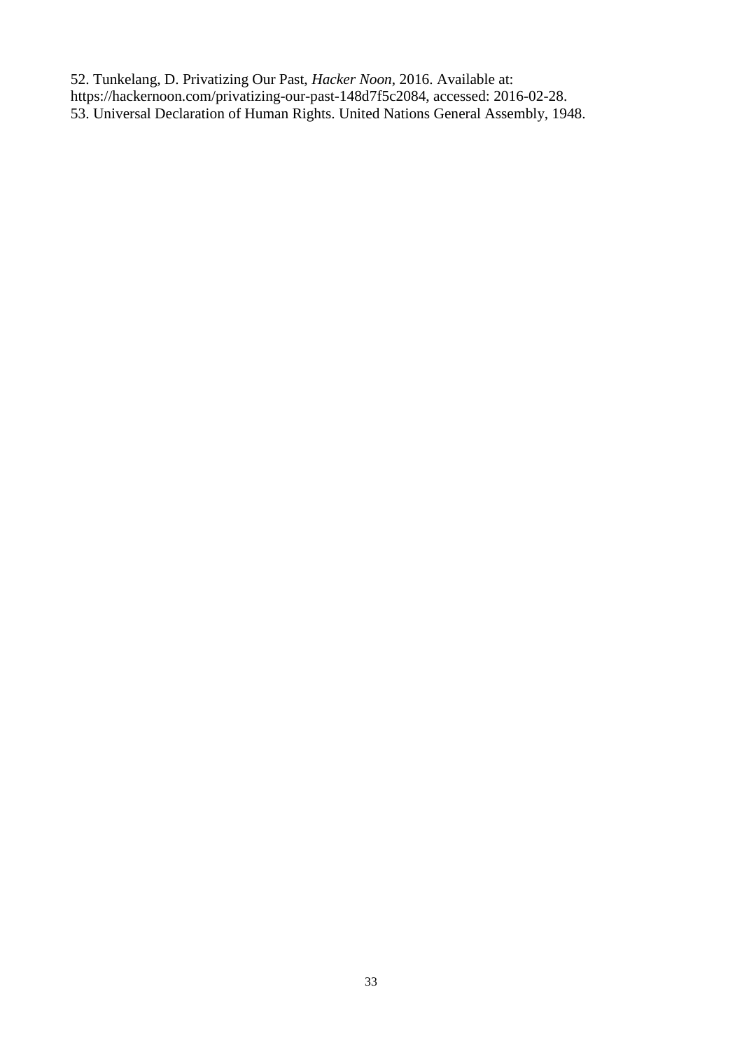52. Tunkelang, D. Privatizing Our Past, *Hacker Noon*, 2016. Available at: https://hackernoon.com/privatizing-our-past-148d7f5c2084, accessed: 2016-02-28.
53. Universal Declaration of Human Rights. United Nations General Assembly, 1948.